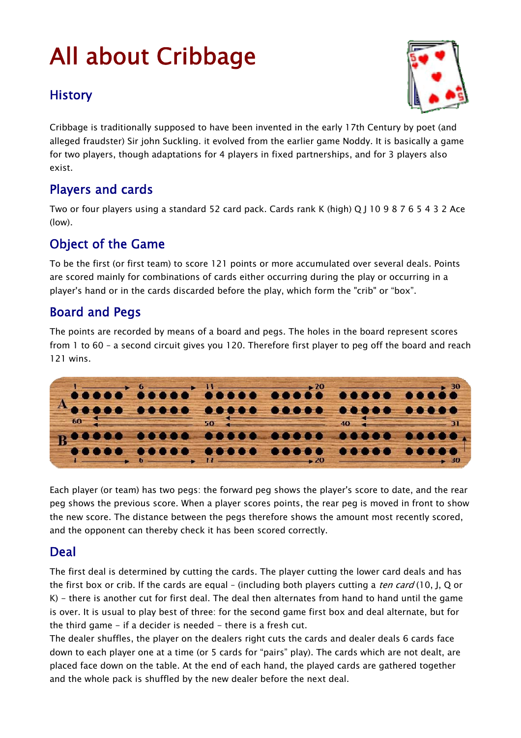# All about Cribbage

## History

Cribbage is traditionally supposed to have been invented in the early 17th Century by poet (and alleged fraudster) Sir john Suckling. it evolved from the earlier game Noddy. It is basically a game for two players, though adaptations for 4 players in fixed partnerships, and for 3 players also exist.

## Players and cards

Two or four players using a standard 52 card pack. Cards rank K (high) Q J 10 9 8 7 6 5 4 3 2 Ace (low).

## Object of the Game

To be the first (or first team) to score 121 points or more accumulated over several deals. Points are scored mainly for combinations of cards either occurring during the play or occurring in a player's hand or in the cards discarded before the play, which form the "crib" or "box".

## Board and Pegs

The points are recorded by means of a board and pegs. The holes in the board represent scores from 1 to 60 – a second circuit gives you 120. Therefore first player to peg off the board and reach 121 wins.

Each player (or team) has two pegs: the forward peg shows the player's score to date, and the rear peg shows the previous score. When a player scores points, the rear peg is moved in front to show the new score. The distance between the pegs therefore shows the amount most recently scored, and the opponent can thereby check it has been scored correctly.

## Deal

The first deal is determined by cutting the cards. The player cutting the lower card deals and has the first box or crib. If the cards are equal – (including both players cutting a *ten card* (10, J, Q or K) – there is another cut for first deal. The deal then alternates from hand to hand until the game is over. It is usual to play best of three: for the second game first box and deal alternate, but for the third game – if a decider is needed – there is a fresh cut.

The dealer shuffles, the player on the dealers right cuts the cards and dealer deals 6 cards face down to each player one at a time (or 5 cards for "pairs" play). The cards which are not dealt, are placed face down on the table. At the end of each hand, the played cards are gathered together and the whole pack is shuffled by the new dealer before the next deal.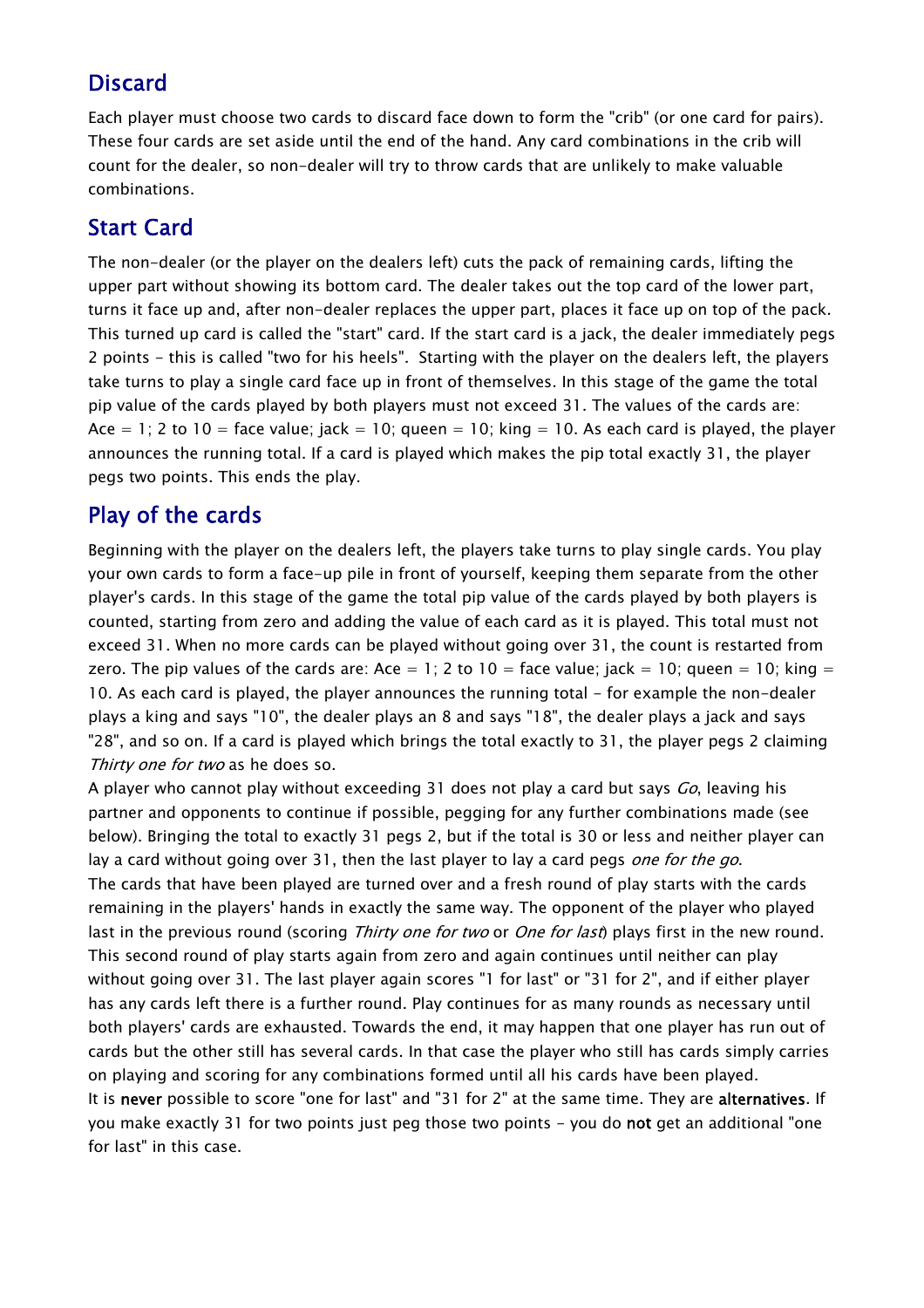## Discard

Each player must choose two cards to discard face down to form the "crib" (or one card for pairs). These four cards are set aside until the end of the hand. Any card combinations in the crib will count for the dealer, so non-dealer will try to throw cards that are unlikely to make valuable combinations.

## Start Card

The non-dealer (or the player on the dealers left) cuts the pack of remaining cards, lifting the upper part without showing its bottom card. The dealer takes out the top card of the lower part, turns it face up and, after non-dealer replaces the upper part, places it face up on top of the pack. This turned up card is called the "start" card. If the start card is a jack, the dealer immediately pegs 2 points - this is called "two for his heels". Starting with the player on the dealers left, the players take turns to play a single card face up in front of themselves. In this stage of the game the total pip value of the cards played by both players must not exceed 31. The values of the cards are: Ace = 1; 2 to 10 = face value; jack = 10; queen = 10; king = 10. As each card is played, the player announces the running total. If a card is played which makes the pip total exactly 31, the player pegs two points. This ends the play.

## Play of the cards

Beginning with the player on the dealers left, the players take turns to play single cards. You play your own cards to form a face-up pile in front of yourself, keeping them separate from the other player's cards. In this stage of the game the total pip value of the cards played by both players is counted, starting from zero and adding the value of each card as it is played. This total must not exceed 31. When no more cards can be played without going over 31, the count is restarted from zero. The pip values of the cards are: Ace = 1; 2 to 10 = face value; jack = 10; queen = 10; king = 10. As each card is played, the player announces the running total - for example the non-dealer plays a king and says "10", the dealer plays an 8 and says "18", the dealer plays a jack and says "28", and so on. If a card is played which brings the total exactly to 31, the player pegs 2 claiming *Thirty one for two* as he does so.

A player who cannot play without exceeding 31 does not play a card but says *Go*, leaving his partner and opponents to continue if possible, pegging for any further combinations made (see below). Bringing the total to exactly 31 pegs 2, but if the total is 30 or less and neither player can lay a card without going over 31, then the last player to lay a card pegs *one for the go*.

The cards that have been played are turned over and a fresh round of play starts with the cards remaining in the players' hands in exactly the same way. The opponent of the player who played last in the previous round (scoring *Thirty one for two* or *One for last*) plays first in the new round. This second round of play starts again from zero and again continues until neither can play without going over 31. The last player again scores "1 for last" or "31 for 2", and if either player has any cards left there is a further round. Play continues for as many rounds as necessary until both players' cards are exhausted. Towards the end, it may happen that one player has run out of cards but the other still has several cards. In that case the player who still has cards simply carries on playing and scoring for any combinations formed until all his cards have been played.

It is **never** possible to score "one for last" and "31 for 2" at the same time. They are **alternatives**. If you make exactly 31 for two points just peg those two points - you do **not** get an additional "one for last" in this case.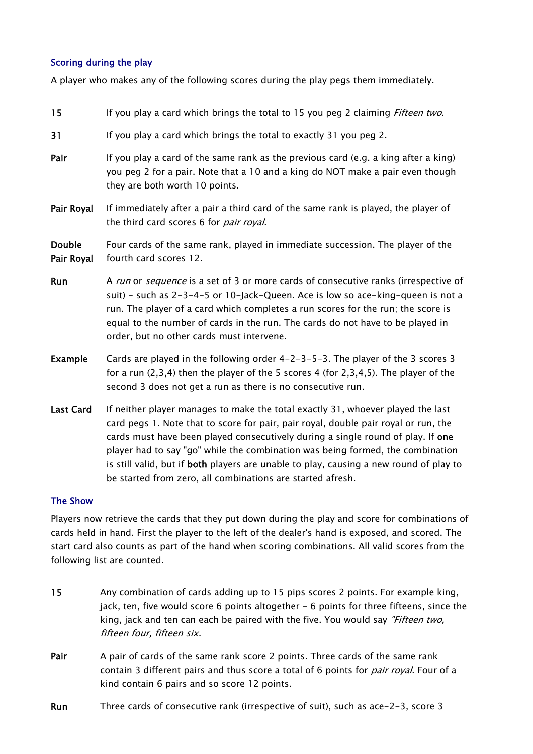### Scoring during the play

A player who makes any of the following scores during the play pegs them immediately.

**15** If you play a card which brings the total to 15 you peg 2 claiming *Fifteen two*.

**31** If you play a card which brings the total to exactly 31 you peg 2.

**Pair** If you play a card of the same rank as the previous card (e.g. a king after a king) you peg 2 for a pair. Note that a 10 and a king do NOT make a pair even though they are both worth 10 points.

**Pair Royal** If immediately after a pair a third card of the same rank is played, the player of the third card scores 6 for *pair royal*.

**Double Pair Royal** Four cards of the same rank, played in immediate succession. The player of the fourth card scores 12.

**Run** A *run* or *sequence* is a set of 3 or more cards of consecutive ranks (irrespective of suit) - such as 2-3-4-5 or 10-Jack-Queen. Ace is low so ace-king-queen is not a run. The player of a card which completes a run scores for the run; the score is equal to the number of cards in the run. The cards do not have to be played in order, but no other cards must intervene.

**Example** Cards are played in the following order 4-2-3-5-3. The player of the 3 scores 3 for a run (2,3,4) then the player of the 5 scores 4 (for 2,3,4,5). The player of the second 3 does not get a run as there is no consecutive run.

**Last Card** If neither player manages to make the total exactly 31, whoever played the last card pegs 1. Note that to score for pair, pair royal, double pair royal or run, the cards must have been played consecutively during a single round of play. If **one** player had to say "go" while the combination was being formed, the combination is still valid, but if **both** players are unable to play, causing a new round of play to be started from zero, all combinations are started afresh.

### The Show

Players now retrieve the cards that they put down during the play and score for combinations of cards held in hand. First the player to the left of the dealer's hand is exposed, and scored. The start card also counts as part of the hand when scoring combinations. All valid scores from the following list are counted.

**15** Any combination of cards adding up to 15 pips scores 2 points. For example king, jack, ten, five would score 6 points altogether - 6 points for three fifteens, since the king, jack and ten can each be paired with the five. You would say *"Fifteen two, fifteen four, fifteen six.*

**Pair** A pair of cards of the same rank score 2 points. Three cards of the same rank contain 3 different pairs and thus score a total of 6 points for *pair royal*. Four of a kind contain 6 pairs and so score 12 points.

**Run** Three cards of consecutive rank (irrespective of suit), such as ace-2-3, score 3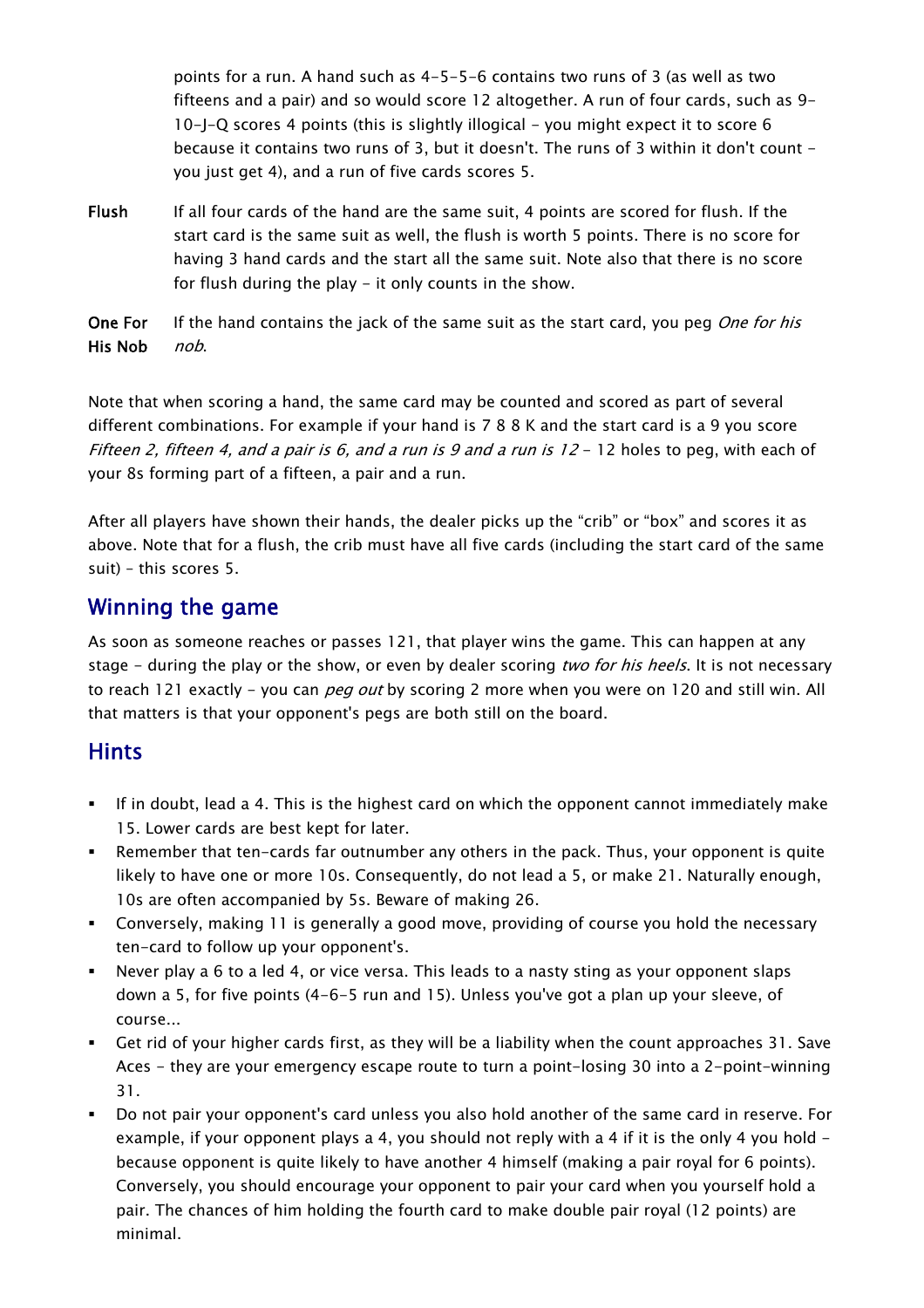points for a run. A hand such as 4-5-5-6 contains two runs of 3 (as well as two fifteens and a pair) and so would score 12 altogether. A run of four cards, such as 9-10-J-Q scores 4 points (this is slightly illogical - you might expect it to score 6 because it contains two runs of 3, but it doesn't. The runs of 3 within it don't count - you just get 4), and a run of five cards scores 5.

**Flush** If all four cards of the hand are the same suit, 4 points are scored for flush. If the start card is the same suit as well, the flush is worth 5 points. There is no score for having 3 hand cards and the start all the same suit. Note also that there is no score for flush during the play - it only counts in the show.

**One For His Nob** If the hand contains the jack of the same suit as the start card, you peg *One for his nob*.

Note that when scoring a hand, the same card may be counted and scored as part of several different combinations. For example if your hand is 7 8 8 K and the start card is a 9 you score *Fifteen 2, fifteen 4, and a pair is 6, and a run is 9 and a run is 12* - 12 holes to peg, with each of your 8s forming part of a fifteen, a pair and a run.

After all players have shown their hands, the dealer picks up the "crib" or "box" and scores it as above. Note that for a flush, the crib must have all five cards (including the start card of the same suit) - this scores 5.

## Winning the game

As soon as someone reaches or passes 121, that player wins the game. This can happen at any stage - during the play or the show, or even by dealer scoring *two for his heels*. It is not necessary to reach 121 exactly - you can *peg out* by scoring 2 more when you were on 120 and still win. All that matters is that your opponent's pegs are both still on the board.

## Hints

- If in doubt, lead a 4. This is the highest card on which the opponent cannot immediately make 15. Lower cards are best kept for later.
- Remember that ten-cards far outnumber any others in the pack. Thus, your opponent is quite likely to have one or more 10s. Consequently, do not lead a 5, or make 21. Naturally enough, 10s are often accompanied by 5s. Beware of making 26.
- Conversely, making 11 is generally a good move, providing of course you hold the necessary ten-card to follow up your opponent's.
- Never play a 6 to a led 4, or vice versa. This leads to a nasty sting as your opponent slaps down a 5, for five points (4-6-5 run and 15). Unless you've got a plan up your sleeve, of course...
- Get rid of your higher cards first, as they will be a liability when the count approaches 31. Save Aces - they are your emergency escape route to turn a point-losing 30 into a 2-point-winning 31.
- Do not pair your opponent's card unless you also hold another of the same card in reserve. For example, if your opponent plays a 4, you should not reply with a 4 if it is the only 4 you hold - because opponent is quite likely to have another 4 himself (making a pair royal for 6 points). Conversely, you should encourage your opponent to pair your card when you yourself hold a pair. The chances of him holding the fourth card to make double pair royal (12 points) are minimal.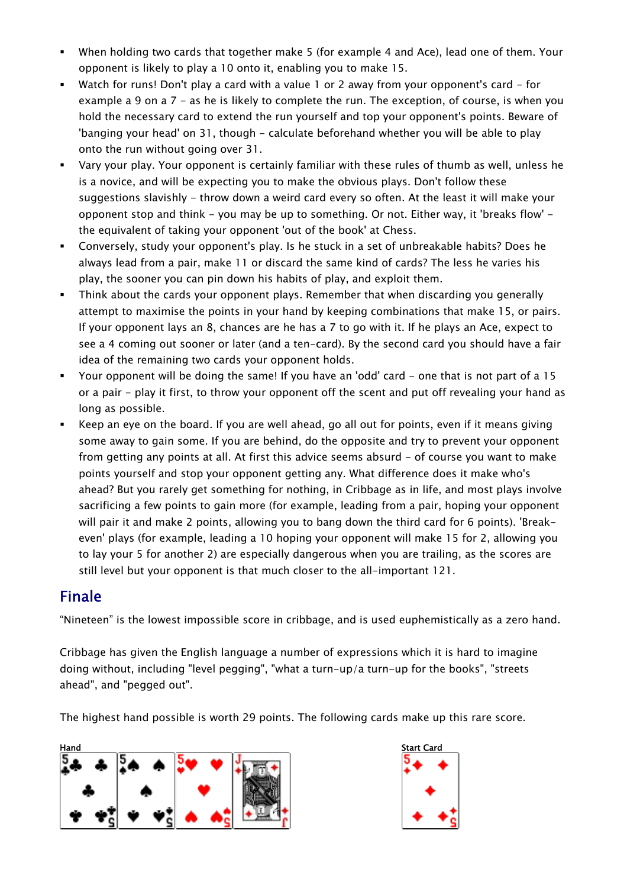- When holding two cards that together make 5 (for example 4 and Ace), lead one of them. Your opponent is likely to play a 10 onto it, enabling you to make 15.
- Watch for runs! Don't play a card with a value 1 or 2 away from your opponent's card - for example a 9 on a 7 - as he is likely to complete the run. The exception, of course, is when you hold the necessary card to extend the run yourself and top your opponent's points. Beware of 'banging your head' on 31, though - calculate beforehand whether you will be able to play onto the run without going over 31.
- Vary your play. Your opponent is certainly familiar with these rules of thumb as well, unless he is a novice, and will be expecting you to make the obvious plays. Don't follow these suggestions slavishly - throw down a weird card every so often. At the least it will make your opponent stop and think - you may be up to something. Or not. Either way, it 'breaks flow' - the equivalent of taking your opponent 'out of the book' at Chess.
- Conversely, study your opponent's play. Is he stuck in a set of unbreakable habits? Does he always lead from a pair, make 11 or discard the same kind of cards? The less he varies his play, the sooner you can pin down his habits of play, and exploit them.
- Think about the cards your opponent plays. Remember that when discarding you generally attempt to maximise the points in your hand by keeping combinations that make 15, or pairs. If your opponent lays an 8, chances are he has a 7 to go with it. If he plays an Ace, expect to see a 4 coming out sooner or later (and a ten-card). By the second card you should have a fair idea of the remaining two cards your opponent holds.
- Your opponent will be doing the same! If you have an 'odd' card - one that is not part of a 15 or a pair - play it first, to throw your opponent off the scent and put off revealing your hand as long as possible.
- Keep an eye on the board. If you are well ahead, go all out for points, even if it means giving some away to gain some. If you are behind, do the opposite and try to prevent your opponent from getting any points at all. At first this advice seems absurd - of course you want to make points yourself and stop your opponent getting any. What difference does it make who's ahead? But you rarely get something for nothing, in Cribbage as in life, and most plays involve sacrificing a few points to gain more (for example, leading from a pair, hoping your opponent will pair it and make 2 points, allowing you to bang down the third card for 6 points). 'Break-even' plays (for example, leading a 10 hoping your opponent will make 15 for 2, allowing you to lay your 5 for another 2) are especially dangerous when you are trailing, as the scores are still level but your opponent is that much closer to the all-important 121.

## Finale

"Nineteen" is the lowest impossible score in cribbage, and is used euphemistically as a zero hand.

Cribbage has given the English language a number of expressions which it is hard to imagine doing without, including "level pegging", "what a turn-up/a turn-up for the books", "streets ahead", and "pegged out".

The highest hand possible is worth 29 points. The following cards make up this rare score.

Hand

Start Card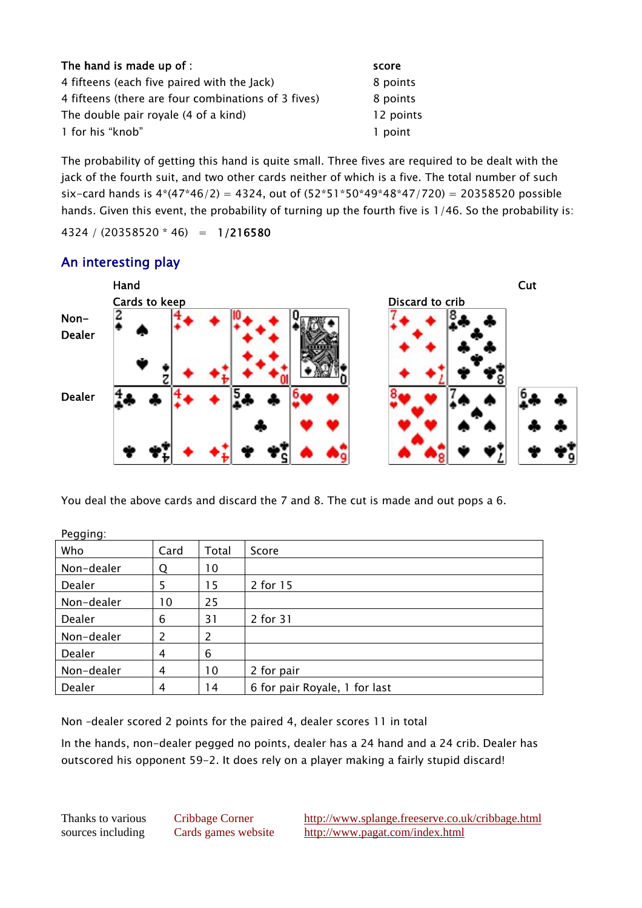| The hand is made up of : | score |
|---|---|
| 4 fifteens (each five paired with the Jack) | 8 points |
| 4 fifteens (there are four combinations of 3 fives) | 8 points |
| The double pair royale (4 of a kind) | 12 points |
| 1 for his "knob" | 1 point |

The probability of getting this hand is quite small. Three fives are required to be dealt with the jack of the fourth suit, and two other cards neither of which is a five. The total number of such six-card hands is 4*(47*46/2) = 4324, out of (52*51*50*49*48*47/720) = 20358520 possible hands. Given this event, the probability of turning up the fourth five is 1/46. So the probability is:

4324 / (20358520 * 46) = **1/216580**

## An interesting play

Hand

Cards to keep

Discard to crib

Cut

Non-Dealer

Dealer

You deal the above cards and discard the 7 and 8. The cut is made and out pops a 6.

Pegging:

| Who | Card | Total | Score |
|---|---|---|---|
| Non-dealer | Q | 10 | |
| Dealer | 5 | 15 | 2 for 15 |
| Non-dealer | 10 | 25 | |
| Dealer | 6 | 31 | 2 for 31 |
| Non-dealer | 2 | 2 | |
| Dealer | 4 | 6 | |
| Non-dealer | 4 | 10 | 2 for pair |
| Dealer | 4 | 14 | 6 for pair Royale, 1 for last |

Non -dealer scored 2 points for the paired 4, dealer scores 11 in total

In the hands, non-dealer pegged no points, dealer has a 24 hand and a 24 crib. Dealer has outscored his opponent 59-2. It does rely on a player making a fairly stupid discard!

Thanks to various sources including Cribbage Corner http://www.splange.freeserve.co.uk/cribbage.html

Cards games website http://www.pagat.com/index.html